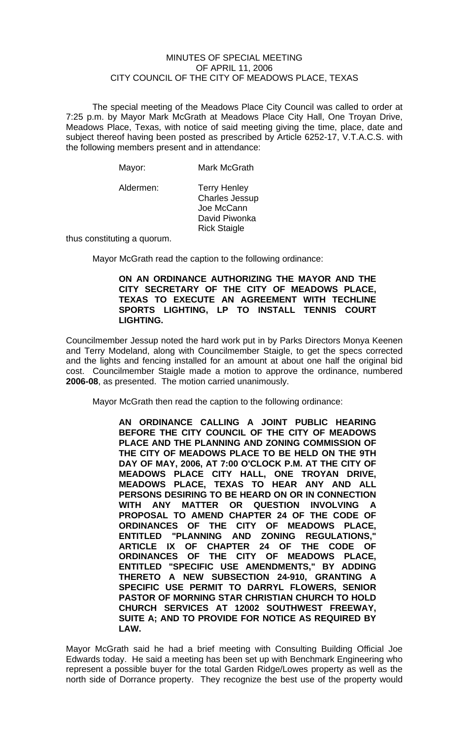MINUTES OF SPECIAL MEETING
OF APRIL 11, 2006
CITY COUNCIL OF THE CITY OF MEADOWS PLACE, TEXAS

The special meeting of the Meadows Place City Council was called to order at 7:25 p.m. by Mayor Mark McGrath at Meadows Place City Hall, One Troyan Drive, Meadows Place, Texas, with notice of said meeting giving the time, place, date and subject thereof having been posted as prescribed by Article 6252-17, V.T.A.C.S. with the following members present and in attendance:

Mayor: Mark McGrath

Aldermen: Terry Henley
Charles Jessup
Joe McCann
David Piwonka
Rick Staigle

thus constituting a quorum.

Mayor McGrath read the caption to the following ordinance:

**ON AN ORDINANCE AUTHORIZING THE MAYOR AND THE CITY SECRETARY OF THE CITY OF MEADOWS PLACE, TEXAS TO EXECUTE AN AGREEMENT WITH TECHLINE SPORTS LIGHTING, LP TO INSTALL TENNIS COURT LIGHTING.**

Councilmember Jessup noted the hard work put in by Parks Directors Monya Keenen and Terry Modeland, along with Councilmember Staigle, to get the specs corrected and the lights and fencing installed for an amount at about one half the original bid cost. Councilmember Staigle made a motion to approve the ordinance, numbered **2006-08**, as presented. The motion carried unanimously.

Mayor McGrath then read the caption to the following ordinance:

**AN ORDINANCE CALLING A JOINT PUBLIC HEARING BEFORE THE CITY COUNCIL OF THE CITY OF MEADOWS PLACE AND THE PLANNING AND ZONING COMMISSION OF THE CITY OF MEADOWS PLACE TO BE HELD ON THE 9TH DAY OF MAY, 2006, AT 7:00 O'CLOCK P.M. AT THE CITY OF MEADOWS PLACE CITY HALL, ONE TROYAN DRIVE, MEADOWS PLACE, TEXAS TO HEAR ANY AND ALL PERSONS DESIRING TO BE HEARD ON OR IN CONNECTION WITH ANY MATTER OR QUESTION INVOLVING A PROPOSAL TO AMEND CHAPTER 24 OF THE CODE OF ORDINANCES OF THE CITY OF MEADOWS PLACE, ENTITLED "PLANNING AND ZONING REGULATIONS," ARTICLE IX OF CHAPTER 24 OF THE CODE OF ORDINANCES OF THE CITY OF MEADOWS PLACE, ENTITLED "SPECIFIC USE AMENDMENTS," BY ADDING THERETO A NEW SUBSECTION 24-910, GRANTING A SPECIFIC USE PERMIT TO DARRYL FLOWERS, SENIOR PASTOR OF MORNING STAR CHRISTIAN CHURCH TO HOLD CHURCH SERVICES AT 12002 SOUTHWEST FREEWAY, SUITE A; AND TO PROVIDE FOR NOTICE AS REQUIRED BY LAW.**

Mayor McGrath said he had a brief meeting with Consulting Building Official Joe Edwards today. He said a meeting has been set up with Benchmark Engineering who represent a possible buyer for the total Garden Ridge/Lowes property as well as the north side of Dorrance property. They recognize the best use of the property would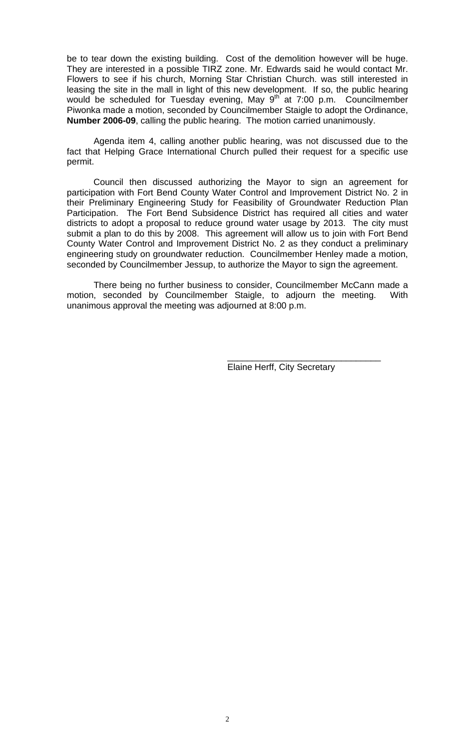be to tear down the existing building. Cost of the demolition however will be huge. They are interested in a possible TIRZ zone. Mr. Edwards said he would contact Mr. Flowers to see if his church, Morning Star Christian Church. was still interested in leasing the site in the mall in light of this new development. If so, the public hearing would be scheduled for Tuesday evening, May 9th at 7:00 p.m. Councilmember Piwonka made a motion, seconded by Councilmember Staigle to adopt the Ordinance, **Number 2006-09**, calling the public hearing. The motion carried unanimously.

Agenda item 4, calling another public hearing, was not discussed due to the fact that Helping Grace International Church pulled their request for a specific use permit.

Council then discussed authorizing the Mayor to sign an agreement for participation with Fort Bend County Water Control and Improvement District No. 2 in their Preliminary Engineering Study for Feasibility of Groundwater Reduction Plan Participation. The Fort Bend Subsidence District has required all cities and water districts to adopt a proposal to reduce ground water usage by 2013. The city must submit a plan to do this by 2008. This agreement will allow us to join with Fort Bend County Water Control and Improvement District No. 2 as they conduct a preliminary engineering study on groundwater reduction. Councilmember Henley made a motion, seconded by Councilmember Jessup, to authorize the Mayor to sign the agreement.

There being no further business to consider, Councilmember McCann made a motion, seconded by Councilmember Staigle, to adjourn the meeting. With unanimous approval the meeting was adjourned at 8:00 p.m.

\_\_\_\_\_\_\_\_\_\_\_\_\_\_\_\_\_\_\_\_\_\_\_\_\_\_\_\_\_\_\_\_

Elaine Herff, City Secretary